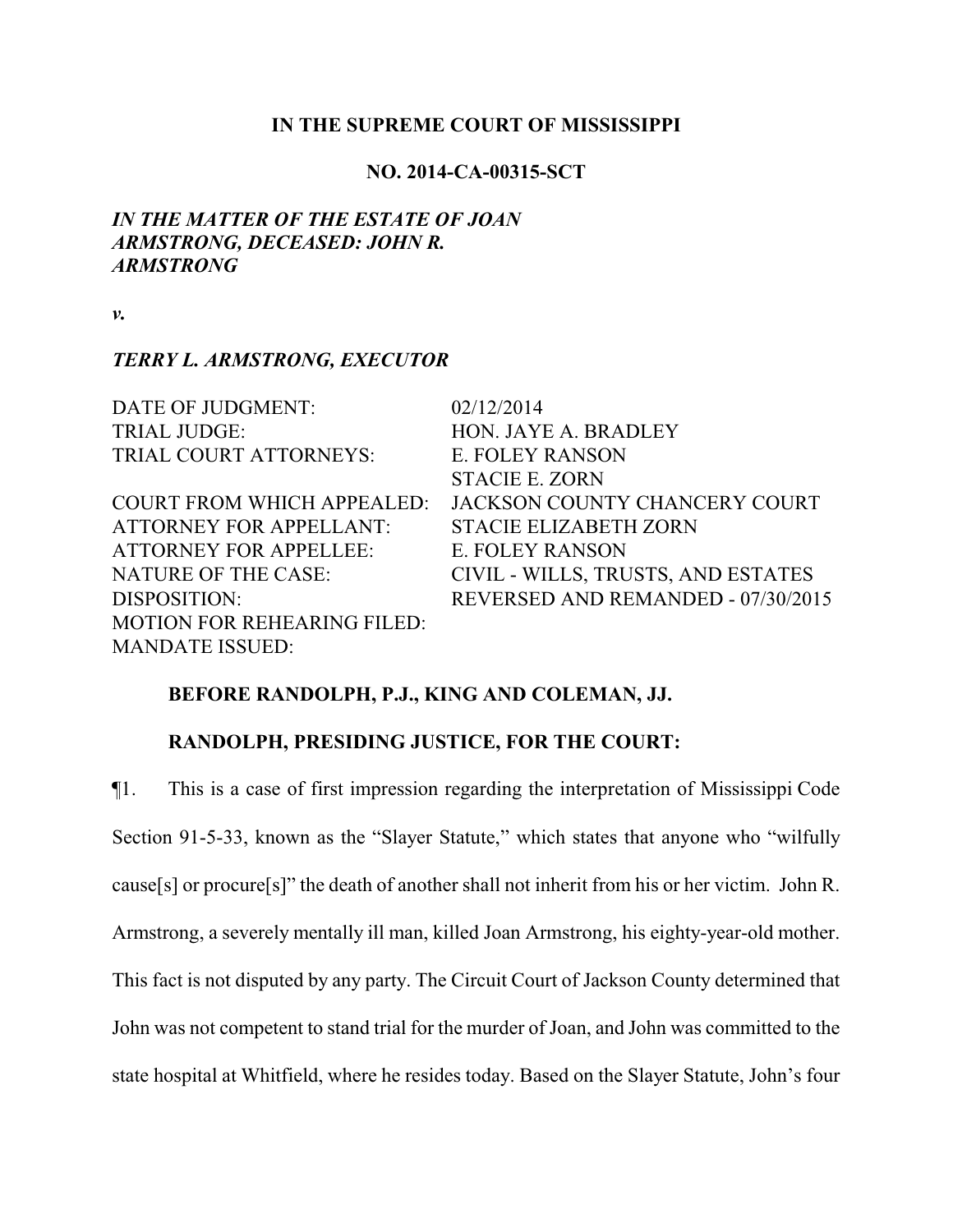# IN THE SUPREME COURT OF MISSISSIPPI

## NO. 2014-CA-00315-SCT

***IN THE MATTER OF THE ESTATE OF JOAN ARMSTRONG, DECEASED: JOHN R. ARMSTRONG***

***v.***

***TERRY L. ARMSTRONG, EXECUTOR***

| | |
|---|---|
| DATE OF JUDGMENT: | 02/12/2014 |
| TRIAL JUDGE: | HON. JAYE A. BRADLEY |
| TRIAL COURT ATTORNEYS: | E. FOLEY RANSON<br>STACIE E. ZORN |
| COURT FROM WHICH APPEALED: | JACKSON COUNTY CHANCERY COURT |
| ATTORNEY FOR APPELLANT: | STACIE ELIZABETH ZORN |
| ATTORNEY FOR APPELLEE: | E. FOLEY RANSON |
| NATURE OF THE CASE: | CIVIL - WILLS, TRUSTS, AND ESTATES |
| DISPOSITION: | REVERSED AND REMANDED - 07/30/2015 |
| MOTION FOR REHEARING FILED: | |
| MANDATE ISSUED: | |

**BEFORE RANDOLPH, P.J., KING AND COLEMAN, JJ.**

**RANDOLPH, PRESIDING JUSTICE, FOR THE COURT:**

¶1. This is a case of first impression regarding the interpretation of Mississippi Code Section 91-5-33, known as the "Slayer Statute," which states that anyone who "wilfully cause[s] or procure[s]" the death of another shall not inherit from his or her victim. John R. Armstrong, a severely mentally ill man, killed Joan Armstrong, his eighty-year-old mother. This fact is not disputed by any party. The Circuit Court of Jackson County determined that John was not competent to stand trial for the murder of Joan, and John was committed to the state hospital at Whitfield, where he resides today. Based on the Slayer Statute, John's four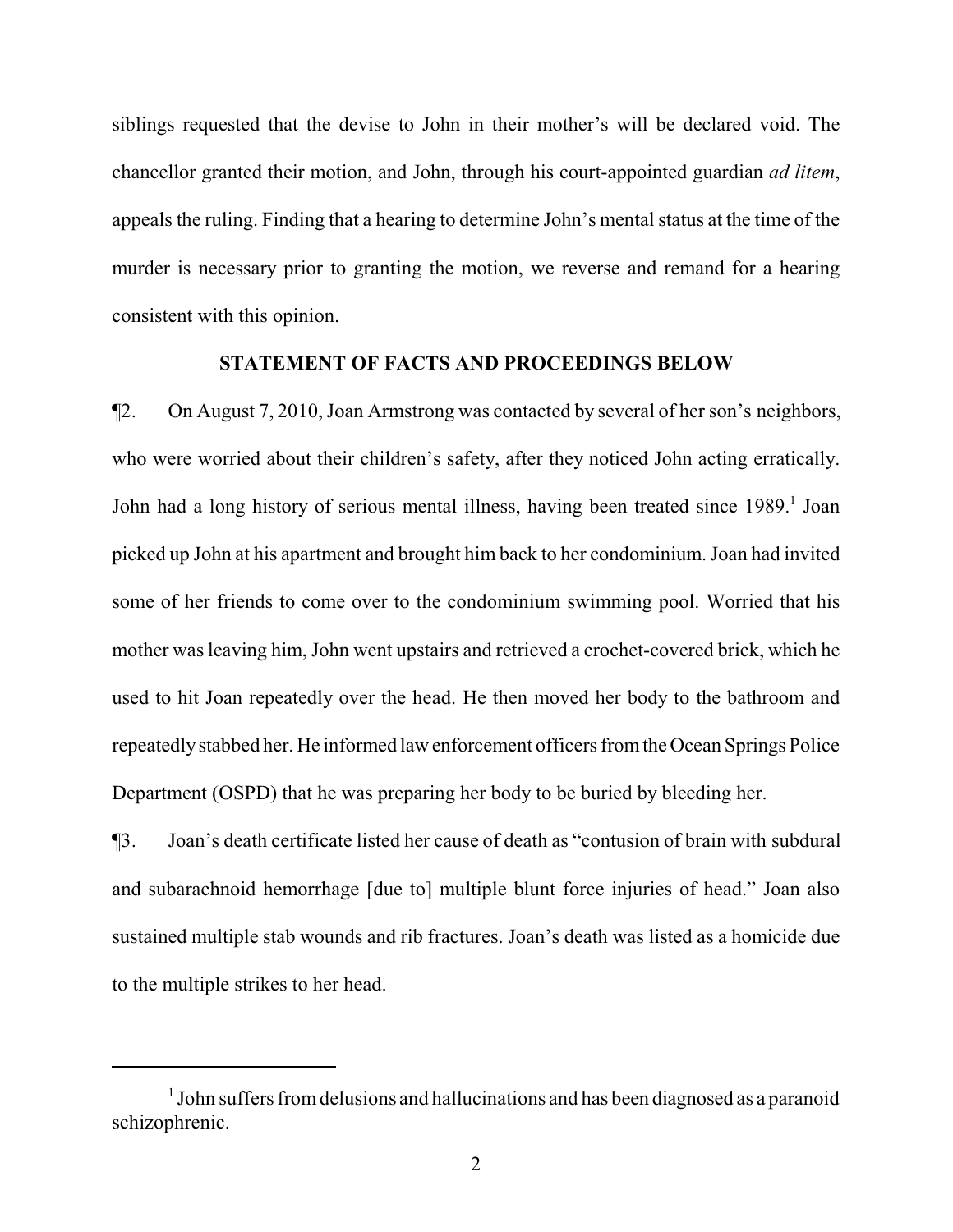siblings requested that the devise to John in their mother's will be declared void. The chancellor granted their motion, and John, through his court-appointed guardian *ad litem*, appeals the ruling. Finding that a hearing to determine John's mental status at the time of the murder is necessary prior to granting the motion, we reverse and remand for a hearing consistent with this opinion.

## STATEMENT OF FACTS AND PROCEEDINGS BELOW

¶2. On August 7, 2010, Joan Armstrong was contacted by several of her son's neighbors, who were worried about their children's safety, after they noticed John acting erratically. John had a long history of serious mental illness, having been treated since 1989.[1] Joan picked up John at his apartment and brought him back to her condominium. Joan had invited some of her friends to come over to the condominium swimming pool. Worried that his mother was leaving him, John went upstairs and retrieved a crochet-covered brick, which he used to hit Joan repeatedly over the head. He then moved her body to the bathroom and repeatedly stabbed her. He informed law enforcement officers from the Ocean Springs Police Department (OSPD) that he was preparing her body to be buried by bleeding her.

¶3. Joan's death certificate listed her cause of death as "contusion of brain with subdural and subarachnoid hemorrhage [due to] multiple blunt force injuries of head." Joan also sustained multiple stab wounds and rib fractures. Joan's death was listed as a homicide due to the multiple strikes to her head.

---

[1] John suffers from delusions and hallucinations and has been diagnosed as a paranoid schizophrenic.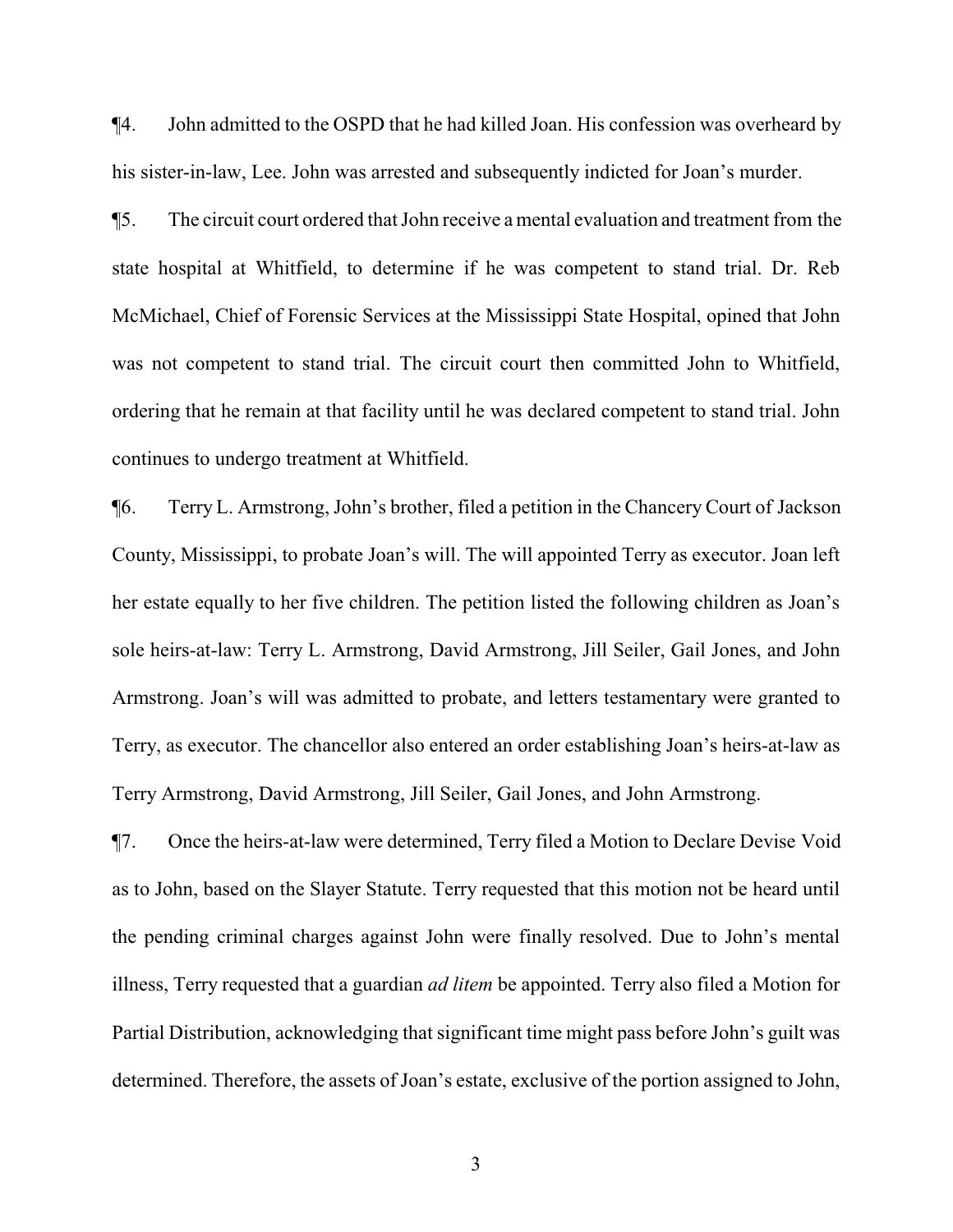¶4. John admitted to the OSPD that he had killed Joan. His confession was overheard by his sister-in-law, Lee. John was arrested and subsequently indicted for Joan's murder.

¶5. The circuit court ordered that John receive a mental evaluation and treatment from the state hospital at Whitfield, to determine if he was competent to stand trial. Dr. Reb McMichael, Chief of Forensic Services at the Mississippi State Hospital, opined that John was not competent to stand trial. The circuit court then committed John to Whitfield, ordering that he remain at that facility until he was declared competent to stand trial. John continues to undergo treatment at Whitfield.

¶6. Terry L. Armstrong, John's brother, filed a petition in the Chancery Court of Jackson County, Mississippi, to probate Joan's will. The will appointed Terry as executor. Joan left her estate equally to her five children. The petition listed the following children as Joan's sole heirs-at-law: Terry L. Armstrong, David Armstrong, Jill Seiler, Gail Jones, and John Armstrong. Joan's will was admitted to probate, and letters testamentary were granted to Terry, as executor. The chancellor also entered an order establishing Joan's heirs-at-law as Terry Armstrong, David Armstrong, Jill Seiler, Gail Jones, and John Armstrong.

¶7. Once the heirs-at-law were determined, Terry filed a Motion to Declare Devise Void as to John, based on the Slayer Statute. Terry requested that this motion not be heard until the pending criminal charges against John were finally resolved. Due to John's mental illness, Terry requested that a guardian *ad litem* be appointed. Terry also filed a Motion for Partial Distribution, acknowledging that significant time might pass before John's guilt was determined. Therefore, the assets of Joan's estate, exclusive of the portion assigned to John,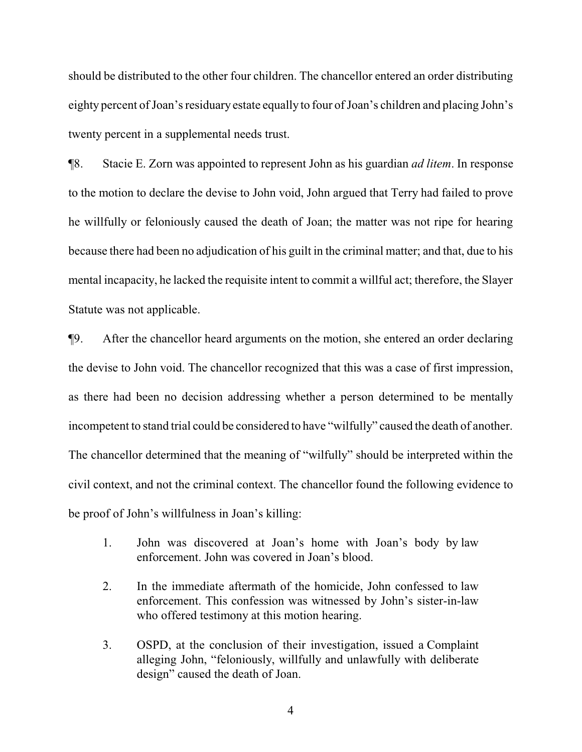should be distributed to the other four children. The chancellor entered an order distributing eighty percent of Joan's residuary estate equally to four of Joan's children and placing John's twenty percent in a supplemental needs trust.

¶8. Stacie E. Zorn was appointed to represent John as his guardian *ad litem*. In response to the motion to declare the devise to John void, John argued that Terry had failed to prove he willfully or feloniously caused the death of Joan; the matter was not ripe for hearing because there had been no adjudication of his guilt in the criminal matter; and that, due to his mental incapacity, he lacked the requisite intent to commit a willful act; therefore, the Slayer Statute was not applicable.

¶9. After the chancellor heard arguments on the motion, she entered an order declaring the devise to John void. The chancellor recognized that this was a case of first impression, as there had been no decision addressing whether a person determined to be mentally incompetent to stand trial could be considered to have "wilfully" caused the death of another. The chancellor determined that the meaning of "wilfully" should be interpreted within the civil context, and not the criminal context. The chancellor found the following evidence to be proof of John's willfulness in Joan's killing:

> 1. John was discovered at Joan's home with Joan's body by law enforcement. John was covered in Joan's blood.
>
> 2. In the immediate aftermath of the homicide, John confessed to law enforcement. This confession was witnessed by John's sister-in-law who offered testimony at this motion hearing.
>
> 3. OSPD, at the conclusion of their investigation, issued a Complaint alleging John, "feloniously, willfully and unlawfully with deliberate design" caused the death of Joan.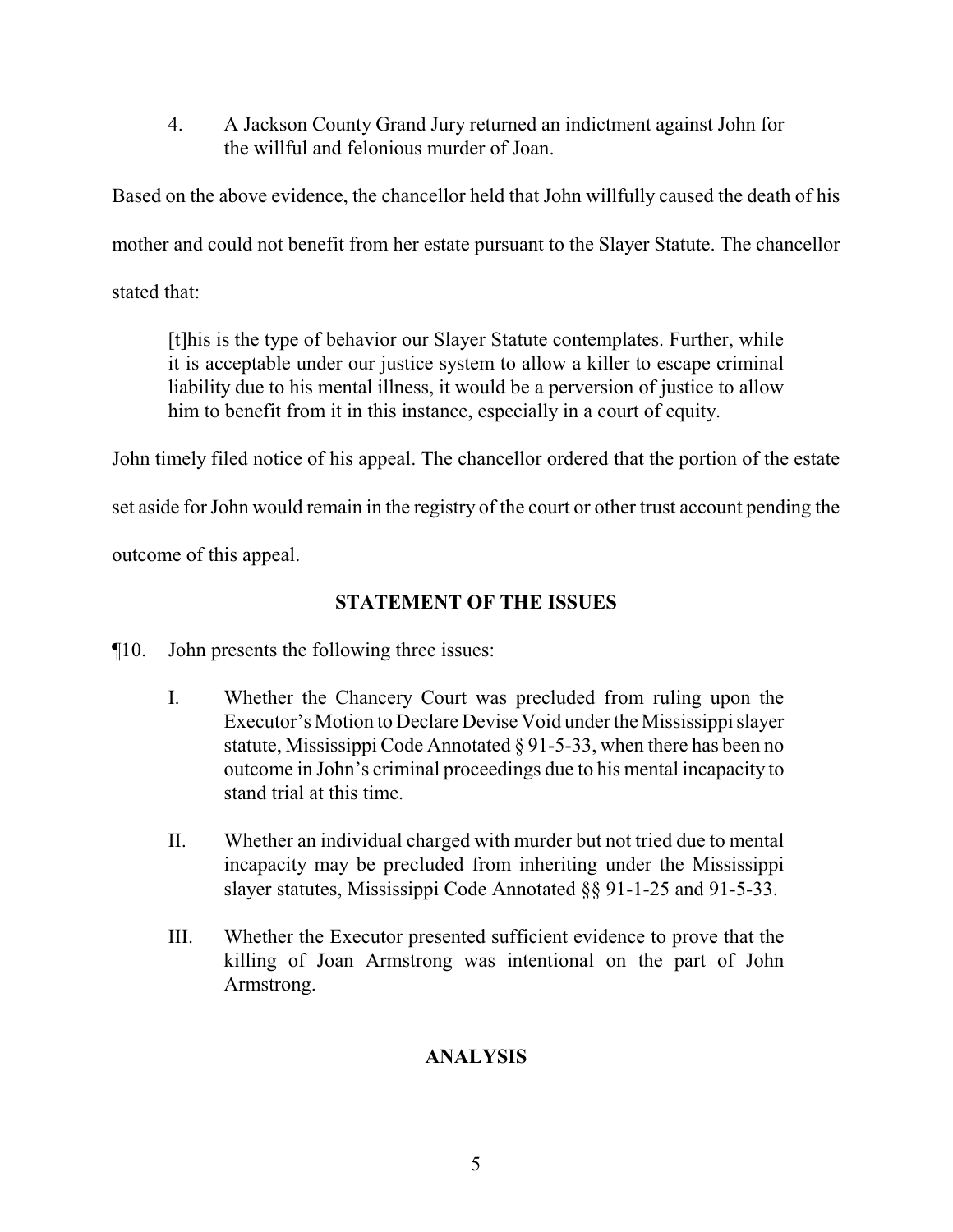4. A Jackson County Grand Jury returned an indictment against John for the willful and felonious murder of Joan.

Based on the above evidence, the chancellor held that John willfully caused the death of his mother and could not benefit from her estate pursuant to the Slayer Statute. The chancellor stated that:

> [t]his is the type of behavior our Slayer Statute contemplates. Further, while it is acceptable under our justice system to allow a killer to escape criminal liability due to his mental illness, it would be a perversion of justice to allow him to benefit from it in this instance, especially in a court of equity.

John timely filed notice of his appeal. The chancellor ordered that the portion of the estate set aside for John would remain in the registry of the court or other trust account pending the outcome of this appeal.

## STATEMENT OF THE ISSUES

¶10. John presents the following three issues:

I. Whether the Chancery Court was precluded from ruling upon the Executor's Motion to Declare Devise Void under the Mississippi slayer statute, Mississippi Code Annotated § 91-5-33, when there has been no outcome in John's criminal proceedings due to his mental incapacity to stand trial at this time.

II. Whether an individual charged with murder but not tried due to mental incapacity may be precluded from inheriting under the Mississippi slayer statutes, Mississippi Code Annotated §§ 91-1-25 and 91-5-33.

III. Whether the Executor presented sufficient evidence to prove that the killing of Joan Armstrong was intentional on the part of John Armstrong.

## ANALYSIS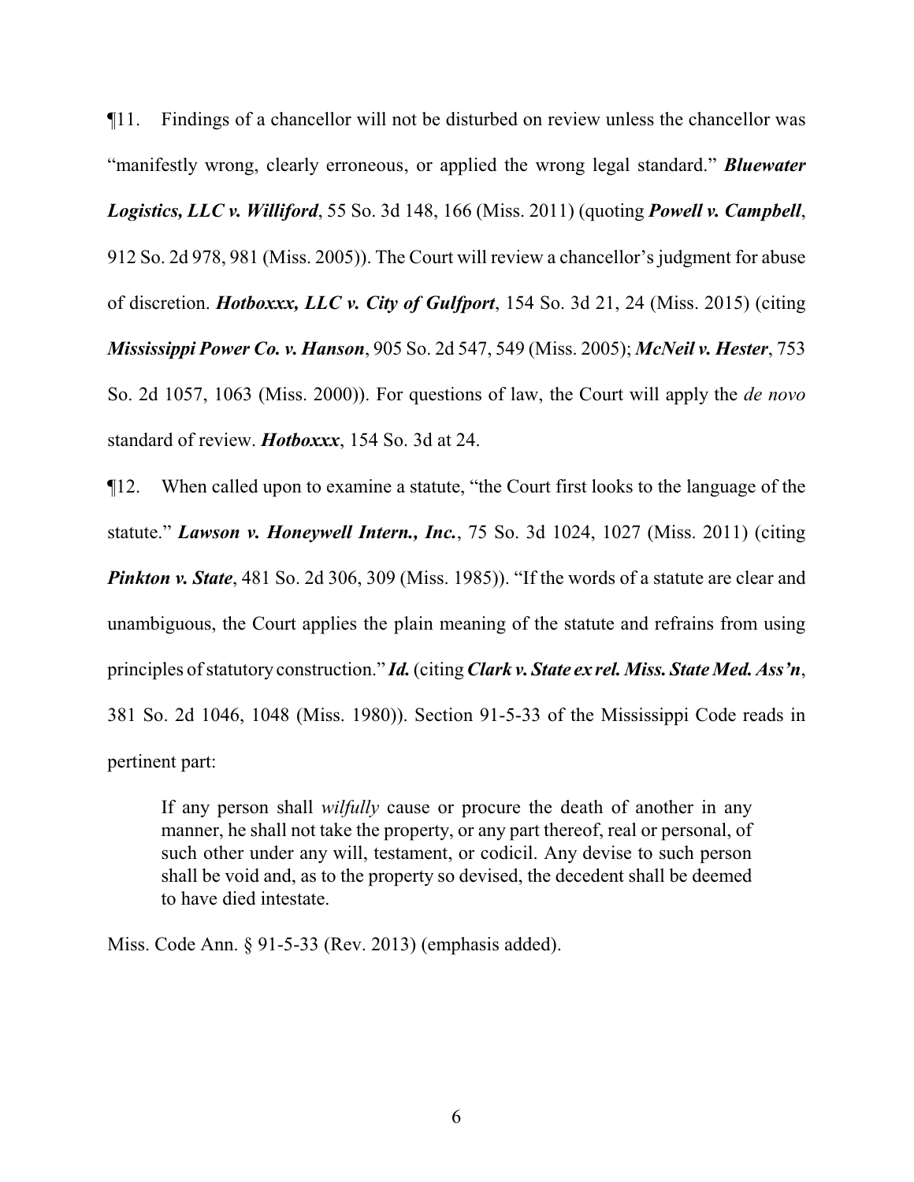¶11. Findings of a chancellor will not be disturbed on review unless the chancellor was "manifestly wrong, clearly erroneous, or applied the wrong legal standard." ***Bluewater Logistics, LLC v. Williford***, 55 So. 3d 148, 166 (Miss. 2011) (quoting ***Powell v. Campbell***, 912 So. 2d 978, 981 (Miss. 2005)). The Court will review a chancellor's judgment for abuse of discretion. ***Hotboxxx, LLC v. City of Gulfport***, 154 So. 3d 21, 24 (Miss. 2015) (citing ***Mississippi Power Co. v. Hanson***, 905 So. 2d 547, 549 (Miss. 2005); ***McNeil v. Hester***, 753 So. 2d 1057, 1063 (Miss. 2000)). For questions of law, the Court will apply the *de novo* standard of review. ***Hotboxxx***, 154 So. 3d at 24.

¶12. When called upon to examine a statute, "the Court first looks to the language of the statute." ***Lawson v. Honeywell Intern., Inc.***, 75 So. 3d 1024, 1027 (Miss. 2011) (citing ***Pinkton v. State***, 481 So. 2d 306, 309 (Miss. 1985)). "If the words of a statute are clear and unambiguous, the Court applies the plain meaning of the statute and refrains from using principles of statutory construction." ***Id.*** (citing ***Clark v. State ex rel. Miss. State Med. Ass'n***, 381 So. 2d 1046, 1048 (Miss. 1980)). Section 91-5-33 of the Mississippi Code reads in pertinent part:

> If any person shall *wilfully* cause or procure the death of another in any manner, he shall not take the property, or any part thereof, real or personal, of such other under any will, testament, or codicil. Any devise to such person shall be void and, as to the property so devised, the decedent shall be deemed to have died intestate.

Miss. Code Ann. § 91-5-33 (Rev. 2013) (emphasis added).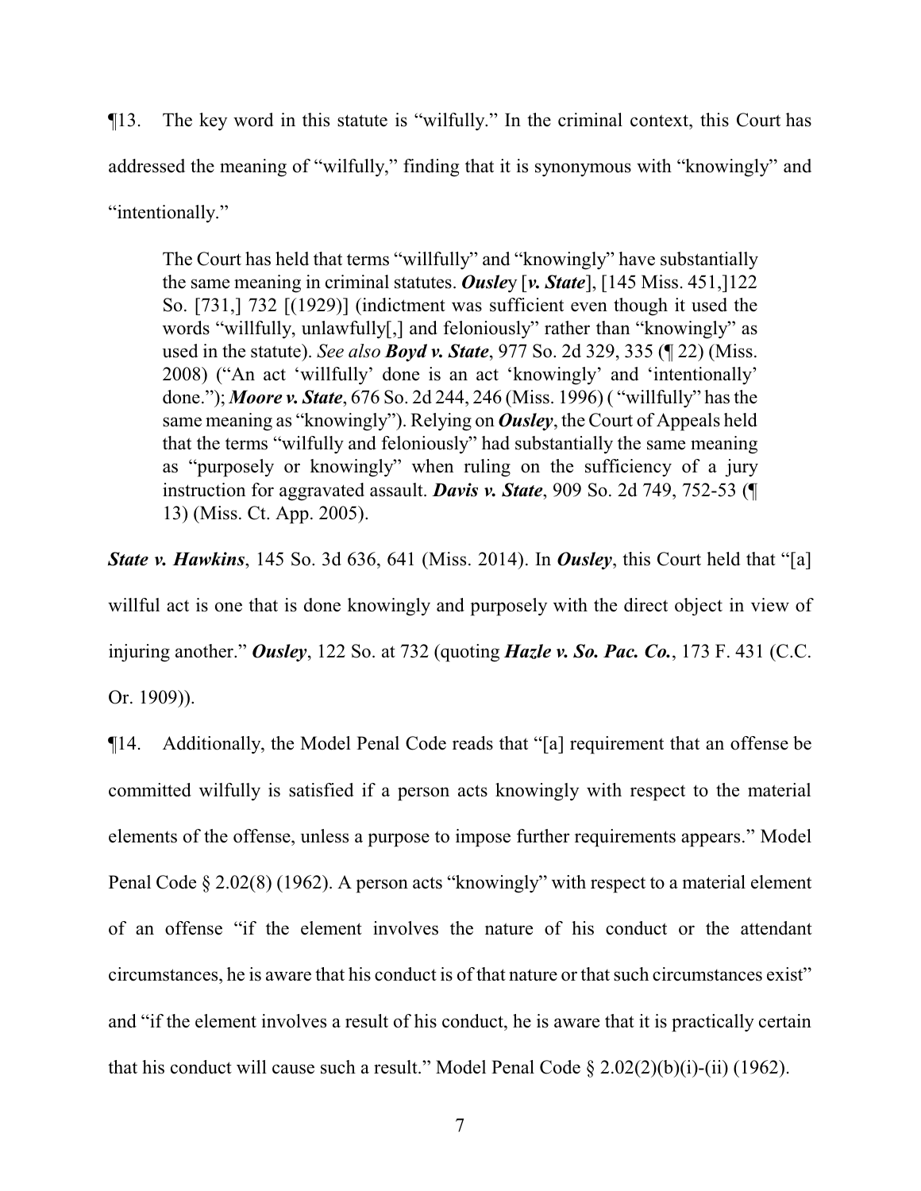¶13. The key word in this statute is "wilfully." In the criminal context, this Court has addressed the meaning of "wilfully," finding that it is synonymous with "knowingly" and "intentionally."

> The Court has held that terms "willfully" and "knowingly" have substantially the same meaning in criminal statutes. ***Ousley*** [***v. State***], [145 Miss. 451,]122 So. [731,] 732 [(1929)] (indictment was sufficient even though it used the words "willfully, unlawfully[,] and feloniously" rather than "knowingly" as used in the statute). *See also* ***Boyd v. State***, 977 So. 2d 329, 335 (¶ 22) (Miss. 2008) ("An act 'willfully' done is an act 'knowingly' and 'intentionally' done."); ***Moore v. State***, 676 So. 2d 244, 246 (Miss. 1996) ( "willfully" has the same meaning as "knowingly"). Relying on ***Ousley***, the Court of Appeals held that the terms "wilfully and feloniously" had substantially the same meaning as "purposely or knowingly" when ruling on the sufficiency of a jury instruction for aggravated assault. ***Davis v. State***, 909 So. 2d 749, 752-53 (¶ 13) (Miss. Ct. App. 2005).

***State v. Hawkins***, 145 So. 3d 636, 641 (Miss. 2014). In ***Ousley***, this Court held that "[a] willful act is one that is done knowingly and purposely with the direct object in view of injuring another." ***Ousley***, 122 So. at 732 (quoting ***Hazle v. So. Pac. Co.***, 173 F. 431 (C.C. Or. 1909)).

¶14. Additionally, the Model Penal Code reads that "[a] requirement that an offense be committed wilfully is satisfied if a person acts knowingly with respect to the material elements of the offense, unless a purpose to impose further requirements appears." Model Penal Code § 2.02(8) (1962). A person acts "knowingly" with respect to a material element of an offense "if the element involves the nature of his conduct or the attendant circumstances, he is aware that his conduct is of that nature or that such circumstances exist" and "if the element involves a result of his conduct, he is aware that it is practically certain that his conduct will cause such a result." Model Penal Code § 2.02(2)(b)(i)-(ii) (1962).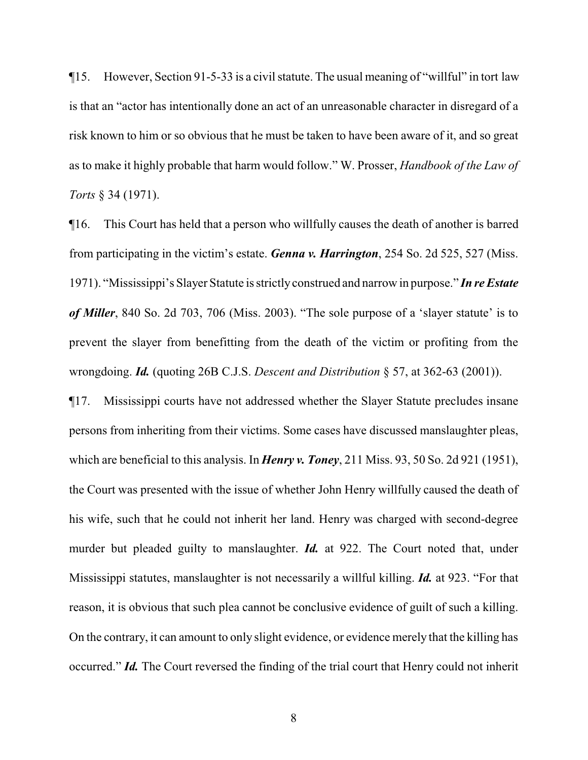¶15. However, Section 91-5-33 is a civil statute. The usual meaning of "willful" in tort law is that an "actor has intentionally done an act of an unreasonable character in disregard of a risk known to him or so obvious that he must be taken to have been aware of it, and so great as to make it highly probable that harm would follow." W. Prosser, *Handbook of the Law of Torts* § 34 (1971).

¶16. This Court has held that a person who willfully causes the death of another is barred from participating in the victim's estate. ***Genna v. Harrington***, 254 So. 2d 525, 527 (Miss. 1971). "Mississippi's Slayer Statute is strictly construed and narrow in purpose." ***In re Estate of Miller***, 840 So. 2d 703, 706 (Miss. 2003). "The sole purpose of a 'slayer statute' is to prevent the slayer from benefitting from the death of the victim or profiting from the wrongdoing. ***Id.*** (quoting 26B C.J.S. *Descent and Distribution* § 57, at 362-63 (2001)).

¶17. Mississippi courts have not addressed whether the Slayer Statute precludes insane persons from inheriting from their victims. Some cases have discussed manslaughter pleas, which are beneficial to this analysis. In ***Henry v. Toney***, 211 Miss. 93, 50 So. 2d 921 (1951), the Court was presented with the issue of whether John Henry willfully caused the death of his wife, such that he could not inherit her land. Henry was charged with second-degree murder but pleaded guilty to manslaughter. ***Id.*** at 922. The Court noted that, under Mississippi statutes, manslaughter is not necessarily a willful killing. ***Id.*** at 923. "For that reason, it is obvious that such plea cannot be conclusive evidence of guilt of such a killing. On the contrary, it can amount to only slight evidence, or evidence merely that the killing has occurred." ***Id.*** The Court reversed the finding of the trial court that Henry could not inherit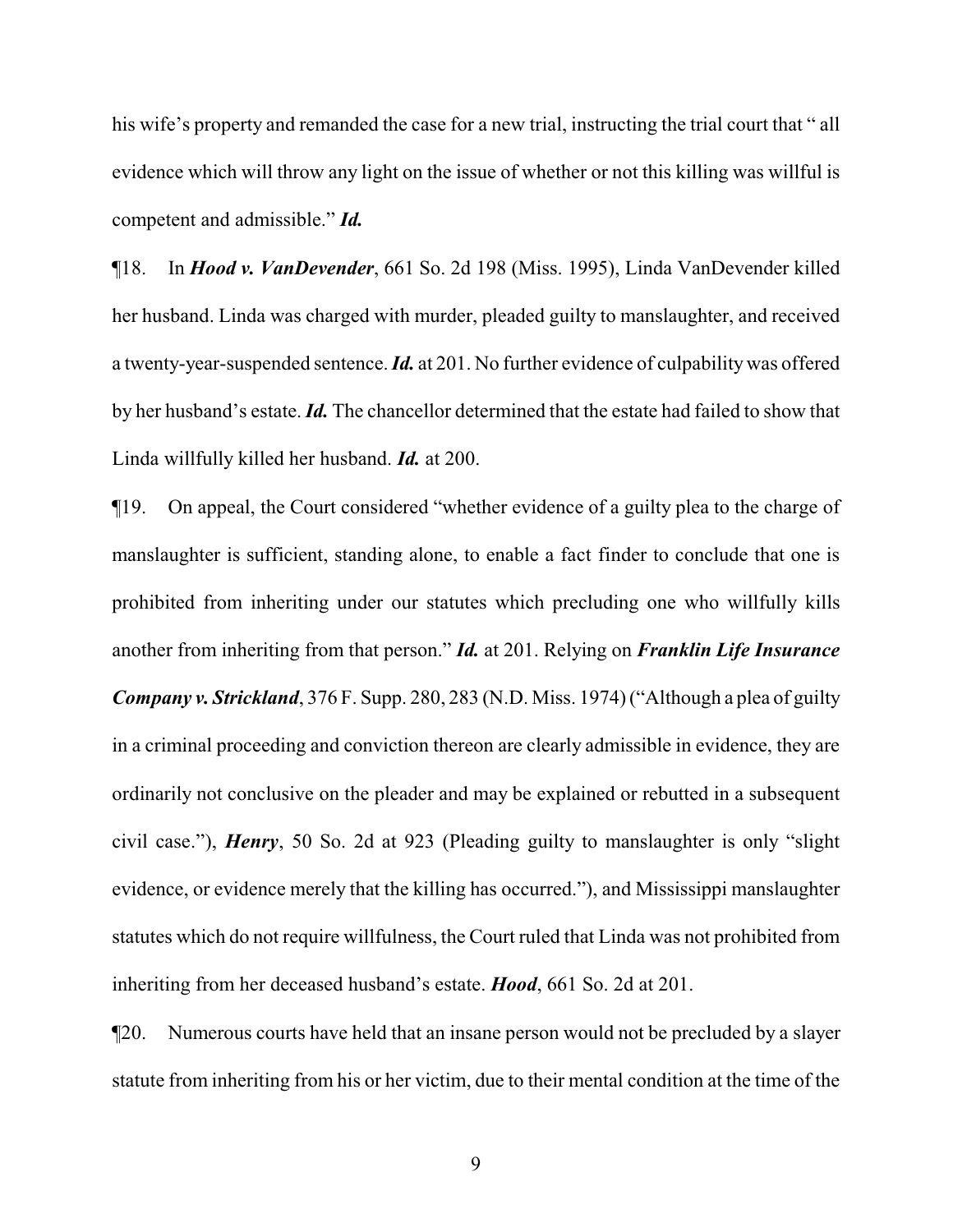his wife's property and remanded the case for a new trial, instructing the trial court that " all evidence which will throw any light on the issue of whether or not this killing was willful is competent and admissible." ***Id.***

¶18. In ***Hood v. VanDevender***, 661 So. 2d 198 (Miss. 1995), Linda VanDevender killed her husband. Linda was charged with murder, pleaded guilty to manslaughter, and received a twenty-year-suspended sentence. ***Id.*** at 201. No further evidence of culpability was offered by her husband's estate. ***Id.*** The chancellor determined that the estate had failed to show that Linda willfully killed her husband. ***Id.*** at 200.

¶19. On appeal, the Court considered "whether evidence of a guilty plea to the charge of manslaughter is sufficient, standing alone, to enable a fact finder to conclude that one is prohibited from inheriting under our statutes which precluding one who willfully kills another from inheriting from that person." ***Id.*** at 201. Relying on ***Franklin Life Insurance Company v. Strickland***, 376 F. Supp. 280, 283 (N.D. Miss. 1974) ("Although a plea of guilty in a criminal proceeding and conviction thereon are clearly admissible in evidence, they are ordinarily not conclusive on the pleader and may be explained or rebutted in a subsequent civil case."), ***Henry***, 50 So. 2d at 923 (Pleading guilty to manslaughter is only "slight evidence, or evidence merely that the killing has occurred."), and Mississippi manslaughter statutes which do not require willfulness, the Court ruled that Linda was not prohibited from inheriting from her deceased husband's estate. ***Hood***, 661 So. 2d at 201.

¶20. Numerous courts have held that an insane person would not be precluded by a slayer statute from inheriting from his or her victim, due to their mental condition at the time of the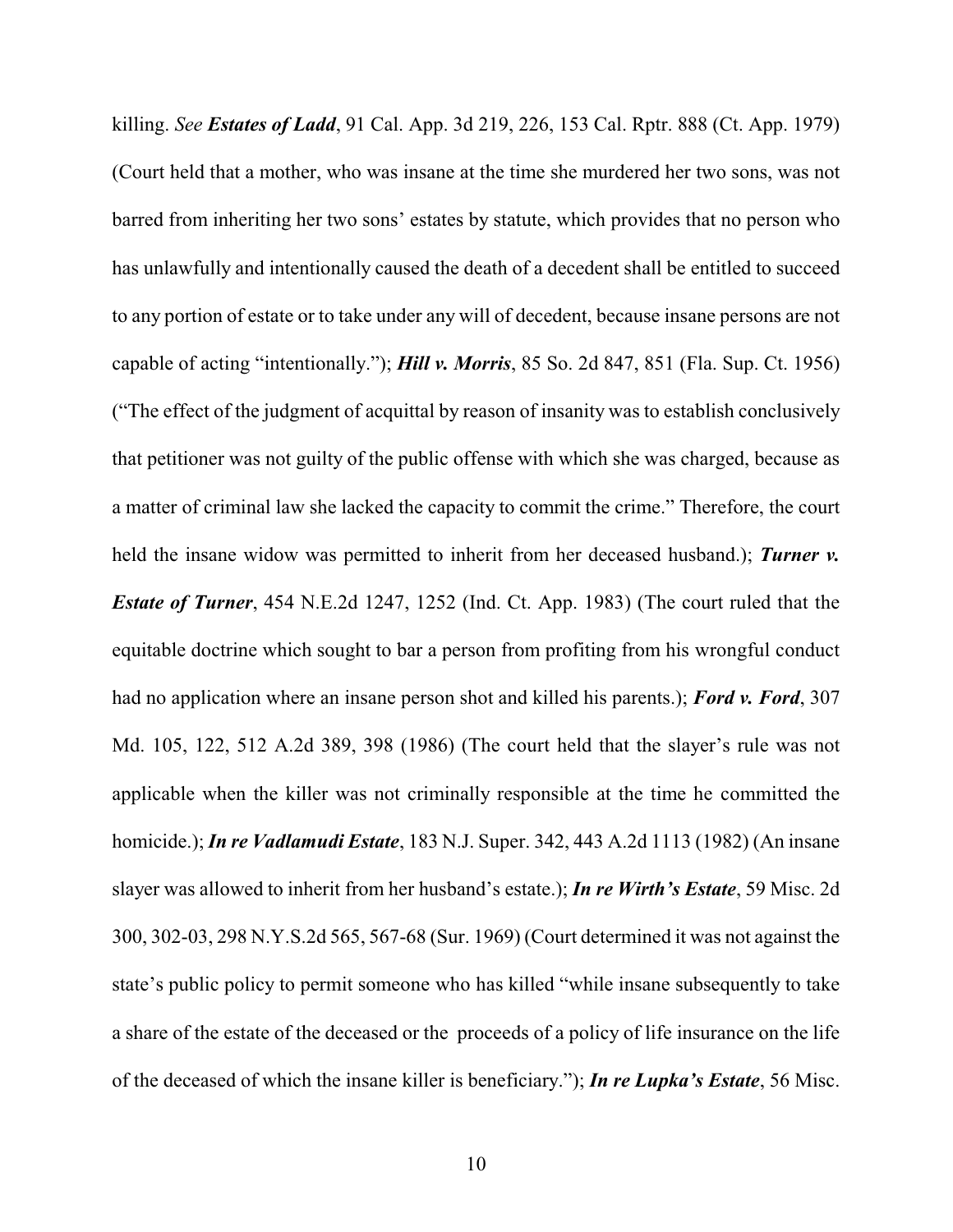killing. *See* ***Estates of Ladd***, 91 Cal. App. 3d 219, 226, 153 Cal. Rptr. 888 (Ct. App. 1979) (Court held that a mother, who was insane at the time she murdered her two sons, was not barred from inheriting her two sons' estates by statute, which provides that no person who has unlawfully and intentionally caused the death of a decedent shall be entitled to succeed to any portion of estate or to take under any will of decedent, because insane persons are not capable of acting "intentionally."); ***Hill v. Morris***, 85 So. 2d 847, 851 (Fla. Sup. Ct. 1956) ("The effect of the judgment of acquittal by reason of insanity was to establish conclusively that petitioner was not guilty of the public offense with which she was charged, because as a matter of criminal law she lacked the capacity to commit the crime." Therefore, the court held the insane widow was permitted to inherit from her deceased husband.); ***Turner v. Estate of Turner***, 454 N.E.2d 1247, 1252 (Ind. Ct. App. 1983) (The court ruled that the equitable doctrine which sought to bar a person from profiting from his wrongful conduct had no application where an insane person shot and killed his parents.); ***Ford v. Ford***, 307 Md. 105, 122, 512 A.2d 389, 398 (1986) (The court held that the slayer's rule was not applicable when the killer was not criminally responsible at the time he committed the homicide.); ***In re Vadlamudi Estate***, 183 N.J. Super. 342, 443 A.2d 1113 (1982) (An insane slayer was allowed to inherit from her husband's estate.); ***In re Wirth's Estate***, 59 Misc. 2d 300, 302-03, 298 N.Y.S.2d 565, 567-68 (Sur. 1969) (Court determined it was not against the state's public policy to permit someone who has killed "while insane subsequently to take a share of the estate of the deceased or the proceeds of a policy of life insurance on the life of the deceased of which the insane killer is beneficiary."); ***In re Lupka's Estate***, 56 Misc.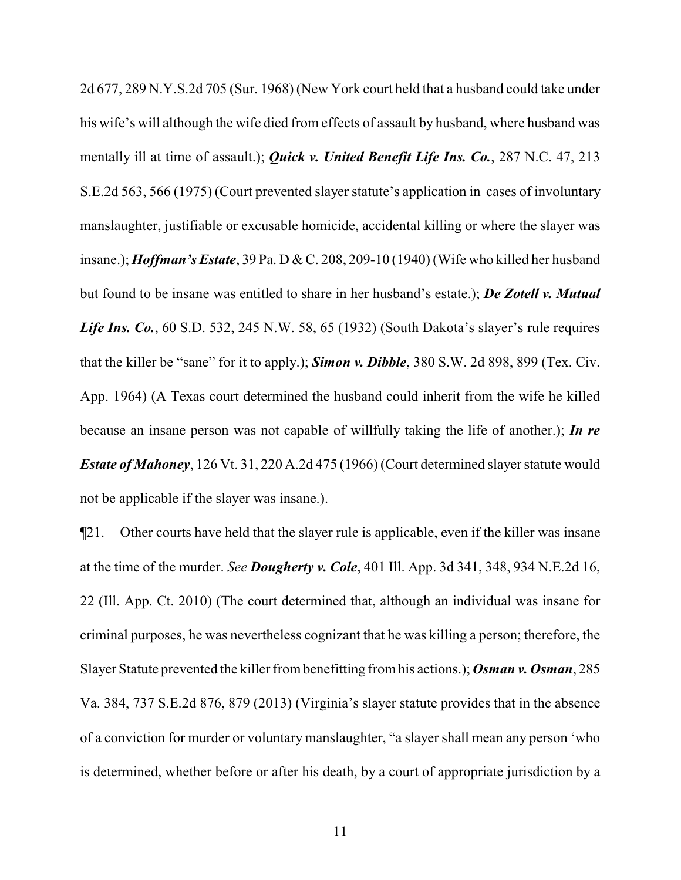2d 677, 289 N.Y.S.2d 705 (Sur. 1968) (New York court held that a husband could take under his wife's will although the wife died from effects of assault by husband, where husband was mentally ill at time of assault.); ***Quick v. United Benefit Life Ins. Co.***, 287 N.C. 47, 213 S.E.2d 563, 566 (1975) (Court prevented slayer statute's application in cases of involuntary manslaughter, justifiable or excusable homicide, accidental killing or where the slayer was insane.); ***Hoffman's Estate***, 39 Pa. D & C. 208, 209-10 (1940) (Wife who killed her husband but found to be insane was entitled to share in her husband's estate.); ***De Zotell v. Mutual Life Ins. Co.***, 60 S.D. 532, 245 N.W. 58, 65 (1932) (South Dakota's slayer's rule requires that the killer be "sane" for it to apply.); ***Simon v. Dibble***, 380 S.W. 2d 898, 899 (Tex. Civ. App. 1964) (A Texas court determined the husband could inherit from the wife he killed because an insane person was not capable of willfully taking the life of another.); ***In re Estate of Mahoney***, 126 Vt. 31, 220 A.2d 475 (1966) (Court determined slayer statute would not be applicable if the slayer was insane.).

¶21. Other courts have held that the slayer rule is applicable, even if the killer was insane at the time of the murder. *See* ***Dougherty v. Cole***, 401 Ill. App. 3d 341, 348, 934 N.E.2d 16, 22 (Ill. App. Ct. 2010) (The court determined that, although an individual was insane for criminal purposes, he was nevertheless cognizant that he was killing a person; therefore, the Slayer Statute prevented the killer from benefitting from his actions.); ***Osman v. Osman***, 285 Va. 384, 737 S.E.2d 876, 879 (2013) (Virginia's slayer statute provides that in the absence of a conviction for murder or voluntary manslaughter, "a slayer shall mean any person 'who is determined, whether before or after his death, by a court of appropriate jurisdiction by a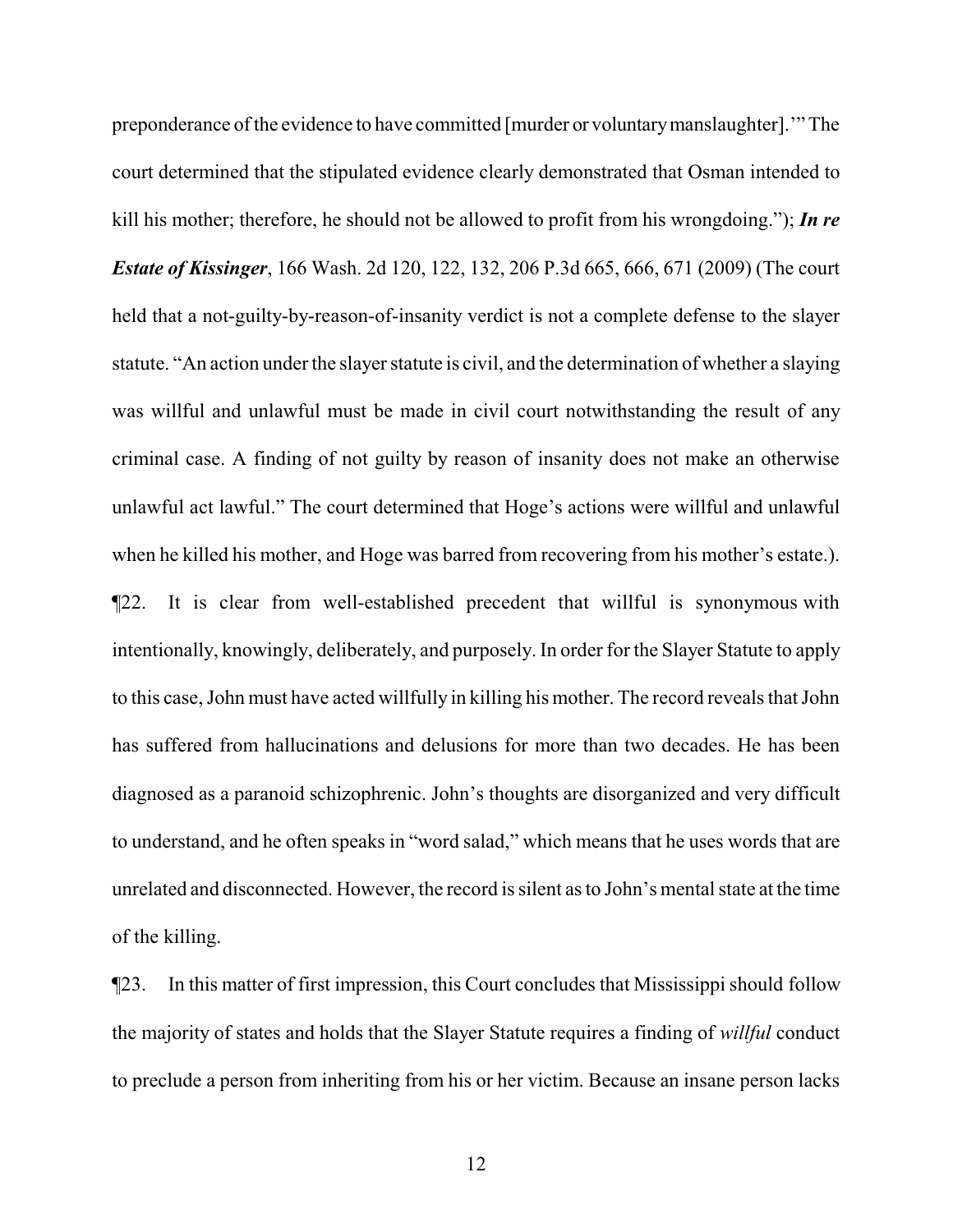preponderance of the evidence to have committed [murder or voluntary manslaughter].'" The court determined that the stipulated evidence clearly demonstrated that Osman intended to kill his mother; therefore, he should not be allowed to profit from his wrongdoing."); ***In re Estate of Kissinger***, 166 Wash. 2d 120, 122, 132, 206 P.3d 665, 666, 671 (2009) (The court held that a not-guilty-by-reason-of-insanity verdict is not a complete defense to the slayer statute. "An action under the slayer statute is civil, and the determination of whether a slaying was willful and unlawful must be made in civil court notwithstanding the result of any criminal case. A finding of not guilty by reason of insanity does not make an otherwise unlawful act lawful." The court determined that Hoge's actions were willful and unlawful when he killed his mother, and Hoge was barred from recovering from his mother's estate.).

¶22. It is clear from well-established precedent that willful is synonymous with intentionally, knowingly, deliberately, and purposely. In order for the Slayer Statute to apply to this case, John must have acted willfully in killing his mother. The record reveals that John has suffered from hallucinations and delusions for more than two decades. He has been diagnosed as a paranoid schizophrenic. John's thoughts are disorganized and very difficult to understand, and he often speaks in "word salad," which means that he uses words that are unrelated and disconnected. However, the record is silent as to John's mental state at the time of the killing.

¶23. In this matter of first impression, this Court concludes that Mississippi should follow the majority of states and holds that the Slayer Statute requires a finding of *willful* conduct to preclude a person from inheriting from his or her victim. Because an insane person lacks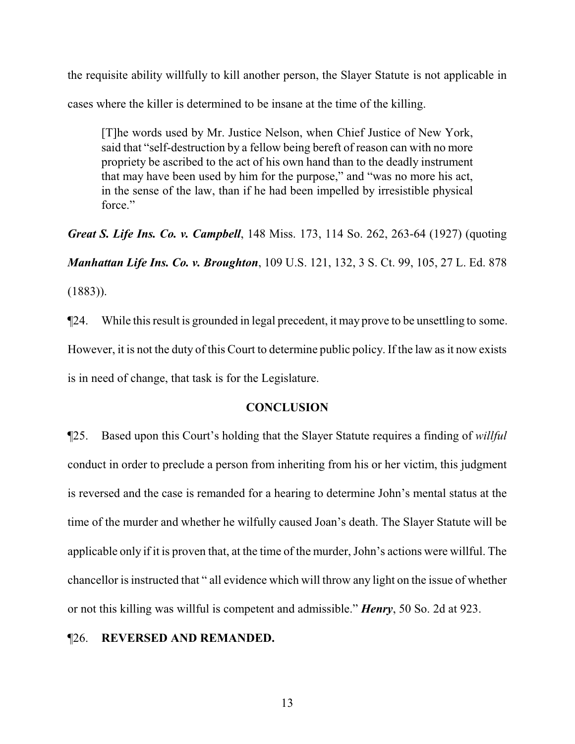the requisite ability willfully to kill another person, the Slayer Statute is not applicable in cases where the killer is determined to be insane at the time of the killing.

> [T]he words used by Mr. Justice Nelson, when Chief Justice of New York, said that "self-destruction by a fellow being bereft of reason can with no more propriety be ascribed to the act of his own hand than to the deadly instrument that may have been used by him for the purpose," and "was no more his act, in the sense of the law, than if he had been impelled by irresistible physical force."

***Great S. Life Ins. Co. v. Campbell***, 148 Miss. 173, 114 So. 262, 263-64 (1927) (quoting ***Manhattan Life Ins. Co. v. Broughton***, 109 U.S. 121, 132, 3 S. Ct. 99, 105, 27 L. Ed. 878 (1883)).

¶24. While this result is grounded in legal precedent, it may prove to be unsettling to some. However, it is not the duty of this Court to determine public policy. If the law as it now exists is in need of change, that task is for the Legislature.

## CONCLUSION

¶25. Based upon this Court's holding that the Slayer Statute requires a finding of *willful* conduct in order to preclude a person from inheriting from his or her victim, this judgment is reversed and the case is remanded for a hearing to determine John's mental status at the time of the murder and whether he wilfully caused Joan's death. The Slayer Statute will be applicable only if it is proven that, at the time of the murder, John's actions were willful. The chancellor is instructed that " all evidence which will throw any light on the issue of whether or not this killing was willful is competent and admissible." ***Henry***, 50 So. 2d at 923.

¶26. **REVERSED AND REMANDED.**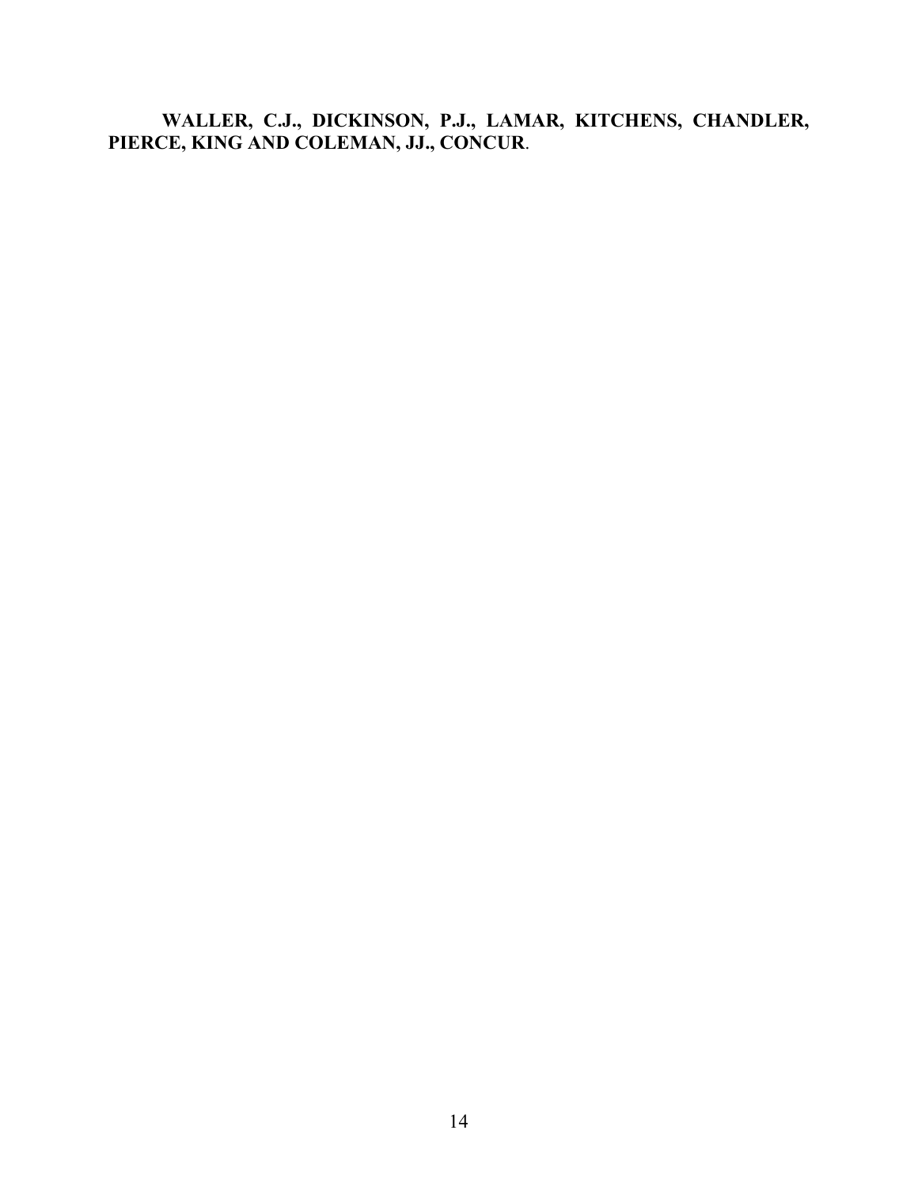**WALLER, C.J., DICKINSON, P.J., LAMAR, KITCHENS, CHANDLER, PIERCE, KING AND COLEMAN, JJ., CONCUR**.